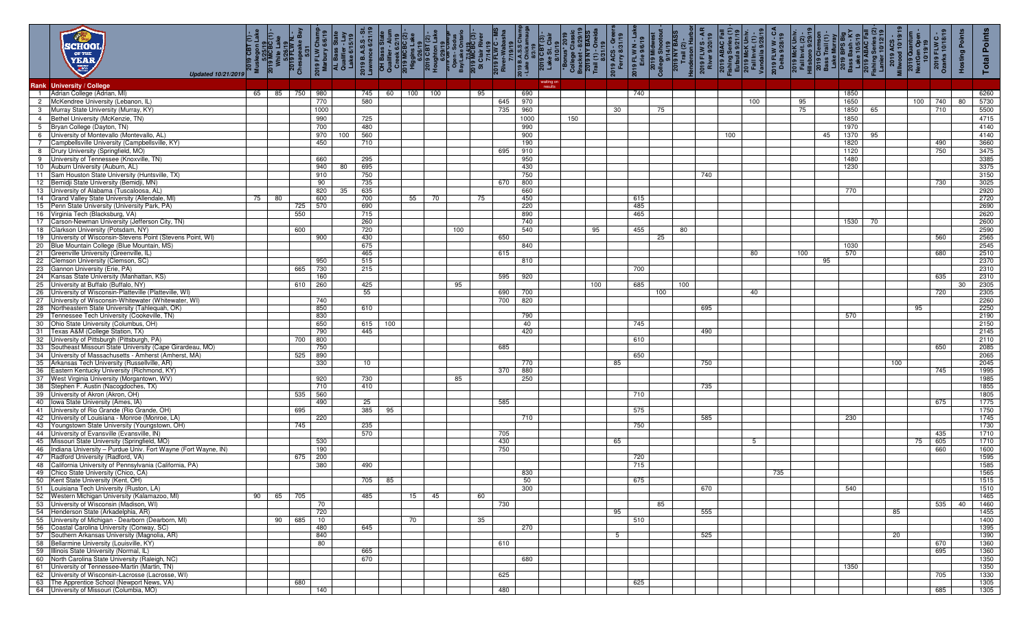# SCHOOL OF THE YEAR

*Updated 10/21/2019*

| Rank | University / College | 2019 CBT (1) - Muskegon Lake 5/25/19 | 2019 MCBC (1) - White Lake 5/26/19 | 2019 FLW N - Chesapeake Bay 5/31 | 2019 FLW Champ - Marbury 6/6/19 | AL Bass State Qualifier - Lay Lake 6/15/19 | 2019 B.A.S.S - St. Lawrence 6/21/19 | OH Bass State Qualifier - Alum Creek 6/21/19 | 2019 MCBC (2) - Higgins Lake 6/26/19 | 2019 CBT (2) - Houghton Lake 6/29/19 | 2019 College Open - Sodus Bay/Lake Ontario 7/14/19 | 2019 MCBC (3) - St. Clair River 7/14/19 | 2019 FLW C - MS River-Wabasha 7/19/19 | 2019 B.A.S.S Champ - Lake Chickamauga 8/3/19 | 2019 CBT (3) - Lake St. Clair 8/10/19 (waiting on results) | *Bonus* 2019 College Classic Bracket - 8/29/19 | 2019 NY BASS Trail (1) - Oneida 8/31/19 | 2019 ACS - Greers Ferry 8/31/19 | 2019 FLW N - Lake Erie 9/6/19 | 2019 Midwest College Shootout 9/14/19 | 2019 NY BASS Trail (2) - Henderson Harbor | 2019 FLW S - AR River 9/20/19 | 2019 ABAC Fall Fishing Series (1) - Eufaula 9/21/19 | 2019 McK Univ. Fall Invit. (1) - Vandalia 9/28/19 | 2019 FLW W - CA Delta 9/28/19 | 2019 McK Univ. Fall Invit. (2) - Hillsboro 9/29/19 | 2019 Clemson Bass Trail (1) - Lake Murray | 2019 BPS Big Bass Bash - KY Lake 10/5/19 | 2019 ABAC Fall Fishing Series (2) - Lanier 10/12/19 | 2019 ACS - Millwood 10/19/19 | 2019 Quantum NextGen Open - 10/19/19 | 2019 FLW C - Ozarks 10/18/19 | Hosting Points | Total Points |
|---|---|---|---|---|---|---|---|---|---|---|---|---|---|---|---|---|---|---|---|---|---|---|---|---|---|---|---|---|---|---|---|---|---|---|
| 1 | Adrian College (Adrian, MI) | 65 | 85 | 750 | 980 | | 745 | 60 | 100 | 100 | | 95 | | 690 | | | | | 740 | | | | | | | | | 1850 | | | | | | 6260 |
| 2 | McKendree University (Lebanon, IL) | | | | 770 | | 580 | | | | | | 645 | 970 | | | | | | | | | | 100 | | 95 | | 1650 | | | 100 | 740 | 80 | 5730 |
| 3 | Murray State University (Murray, KY) | | | | 1000 | | | | | | | | 735 | 960 | | | | 30 | | 75 | | | | | | | 75 | 1850 | 65 | | | 710 | | 5500 |
| 4 | Bethel University (McKenzie, TN) | | | | 990 | | 725 | | | | | | | 1000 | | 150 | | | | | | | | | | | | 1850 | | | | | | 4715 |
| 5 | Bryan College (Dayton, TN) | | | | 700 | | 480 | | | | | | | 990 | | | | | | | | | | | | | | 1970 | | | | | | 4140 |
| 6 | University of Montevallo (Montevallo, AL) | | | | 970 | 100 | 560 | | | | | | | 900 | | | | | | | | | 100 | | | | 45 | 1370 | 95 | | | | | 4140 |
| 7 | Campbellsville University (Campbellsville, KY) | | | | 450 | | 710 | | | | | | | 190 | | | | | | | | | | | | | | 1820 | | | | 490 | | 3660 |
| 8 | Drury University (Springfield, MO) | | | | | | | | | | | | 695 | 910 | | | | | | | | | | | | | | 1120 | | | | 750 | | 3475 |
| 9 | University of Tennessee (Knoxville, TN) | | | | 660 | | 295 | | | | | | | 950 | | | | | | | | | | | | | | 1480 | | | | | | 3385 |
| 10 | Auburn University (Auburn, AL) | | | | 940 | 80 | 695 | | | | | | | 430 | | | | | | | | | | | | | | 1230 | | | | | | 3375 |
| 11 | Sam Houston State University (Huntsville, TX) | | | | 910 | | 750 | | | | | | | 750 | | | | | | | | 740 | | | | | | | | | | | | 3150 |
| 12 | Bemidji State University (Bemidji, MN) | | | | 90 | | 735 | | | | | | 670 | 800 | | | | | | | | | | | | | | | | | | 730 | | 3025 |
| 13 | University of Alabama (Tuscaloosa, AL) | | | | 820 | 35 | 635 | | | | | | | 660 | | | | | | | | | | | | | | 770 | | | | | | 2920 |
| 14 | Grand Valley State University (Allendale, MI) | 75 | 80 | | 600 | | 700 | | 55 | 70 | | 75 | | 450 | | | | | 615 | | | | | | | | | | | | | | | 2720 |
| 15 | Penn State University (University Park, PA) | | | 725 | 570 | | 690 | | | | | | | 220 | | | | | 485 | | | | | | | | | | | | | | | 2690 |
| 16 | Virginia Tech (Blacksburg, VA) | | | 550 | | | 715 | | | | | | | 890 | | | | | 465 | | | | | | | | | | | | | | | 2620 |
| 17 | Carson-Newman University (Jefferson City, TN) | | | | | | 260 | | | | | | | 740 | | | | | | | | | | | | | | 1530 | 70 | | | | | 2600 |
| 18 | Clarkson University (Potsdam, NY) | | | 600 | | | 720 | | | | 100 | | | 540 | | | 95 | | 455 | | 80 | | | | | | | | | | | | | 2590 |
| 19 | University of Wisconsin-Stevens Point (Stevens Point, WI) | | | | 900 | | 430 | | | | | | 650 | | | | | | | 25 | | | | | | | | | | | | 560 | | 2565 |
| 20 | Blue Mountain College (Blue Mountain, MS) | | | | | | 675 | | | | | | | 840 | | | | | | | | | | | | | | 1030 | | | | | | 2545 |
| 21 | Greenville University (Greenville, IL) | | | | | | 465 | | | | | | 615 | | | | | | | | | | | 80 | | 100 | | 570 | | | | 680 | | 2510 |
| 22 | Clemson University (Clemson, SC) | | | | 950 | | 515 | | | | | | | 810 | | | | | | | | | | | | | 95 | | | | | | | 2370 |
| 23 | Gannon University (Erie, PA) | | | 665 | 730 | | 215 | | | | | | | | | | | | 700 | | | | | | | | | | | | | | | 2310 |
| 24 | Kansas State University (Manhattan, KS) | | | | 160 | | | | | | | | 595 | 920 | | | | | | | | | | | | | | | | | | 635 | | 2310 |
| 25 | University at Buffalo (Buffalo, NY) | | | 610 | 260 | | 425 | | | | 95 | | | | | | 100 | | 685 | | 100 | | | | | | | | | | | | 30 | 2305 |
| 26 | University of Wisconsin-Platteville (Platteville, WI) | | | | | | 55 | | | | | | 690 | 700 | | | | | | 100 | | | | 40 | | | | | | | | 720 | | 2305 |
| 27 | University of Wisconsin-Whitewater (Whitewater, WI) | | | | 740 | | | | | | | | 700 | 820 | | | | | | | | | | | | | | | | | | | | 2260 |
| 28 | Northeastern State University (Tahlequah, OK) | | | | 850 | | 610 | | | | | | | | | | | | | | | 695 | | | | | | | | | 95 | | | 2250 |
| 29 | Tennessee Tech University (Cookeville, TN) | | | | 830 | | | | | | | | | 790 | | | | | | | | | | | | | | 570 | | | | | | 2190 |
| 30 | Ohio State University (Columbus, OH) | | | | 650 | | 615 | 100 | | | | | | 40 | | | | | 745 | | | | | | | | | | | | | | | 2150 |
| 31 | Texas A&M (College Station, TX) | | | | 790 | | 445 | | | | | | | 420 | | | | | | | | 490 | | | | | | | | | | | | 2145 |
| 32 | University of Pittsburgh (Pittsburgh, PA) | | | 700 | 800 | | | | | | | | | | | | | | 610 | | | | | | | | | | | | | | | 2110 |
| 33 | Southeast Missouri State University (Cape Girardeau, MO) | | | | 750 | | | | | | | | 685 | | | | | | | | | | | | | | | | | | | 650 | | 2085 |
| 34 | University of Massachusetts - Amherst (Amherst, MA) | | | 525 | 890 | | | | | | | | | | | | | | 650 | | | | | | | | | | | | | | | 2065 |
| 35 | Arkansas Tech University (Russellville, AR) | | | | 330 | | 10 | | | | | | | 770 | | | | 85 | | | | 750 | | | | | | | | 100 | | | | 2045 |
| 36 | Eastern Kentucky University (Richmond, KY) | | | | | | | | | | | | 370 | 880 | | | | | | | | | | | | | | | | | | 745 | | 1995 |
| 37 | West Virginia University (Morgantown, WV) | | | | 920 | | 730 | | | | 85 | | | 250 | | | | | | | | | | | | | | | | | | | | 1985 |
| 38 | Stephen F. Austin (Nacogdoches, TX) | | | | 710 | | 410 | | | | | | | | | | | | | | | 735 | | | | | | | | | | | | 1855 |
| 39 | University of Akron (Akron, OH) | | | 535 | 560 | | | | | | | | | | | | | | 710 | | | | | | | | | | | | | | | 1805 |
| 40 | Iowa State University (Ames, IA) | | | | 490 | | 25 | | | | | | 585 | | | | | | | | | | | | | | | | | | | 675 | | 1775 |
| 41 | University of Rio Grande (Rio Grande, OH) | | | 695 | | | 385 | 95 | | | | | | | | | | | 575 | | | | | | | | | | | | | | | 1750 |
| 42 | University of Louisiana - Monroe (Monroe, LA) | | | | 220 | | | | | | | | | 710 | | | | | | | | 585 | | | | | | 230 | | | | | | 1745 |
| 43 | Youngstown State University (Youngstown, OH) | | | 745 | | | 235 | | | | | | | | | | | | 750 | | | | | | | | | | | | | | | 1730 |
| 44 | University of Evansville (Evansville, IN) | | | | | | 570 | | | | | | 705 | | | | | | | | | | | | | | | | | | | 435 | | 1710 |
| 45 | Missouri State University (Springfield, MO) | | | | 530 | | | | | | | | 430 | | | | | 65 | | | | | | 5 | | | | | | | 75 | 605 | | 1710 |
| 46 | Indiana University – Purdue Univ. Fort Wayne (Fort Wayne, IN) | | | | 190 | | | | | | | | 750 | | | | | | | | | | | | | | | | | | | 660 | | 1600 |
| 47 | Radford University (Radford, VA) | | | 675 | 200 | | | | | | | | | | | | | | 720 | | | | | | | | | | | | | | | 1595 |
| 48 | California University of Pennsylvania (California, PA) | | | | 380 | | 490 | | | | | | | | | | | | 715 | | | | | | | | | | | | | | | 1585 |
| 49 | Chico State University (Chico, CA) | | | | | | | | | | | | | 830 | | | | | | | | | | | 735 | | | | | | | | | 1565 |
| 50 | Kent State University (Kent, OH) | | | | | | 705 | 85 | | | | | | 50 | | | | | 675 | | | | | | | | | | | | | | | 1515 |
| 51 | Louisiana Tech University (Ruston, LA) | | | | | | | | | | | | | 300 | | | | | | | | 670 | | | | | | 540 | | | | | | 1510 |
| 52 | Western Michigan University (Kalamazoo, MI) | 90 | 65 | 705 | | | 485 | | 15 | 45 | | 60 | | | | | | | | | | | | | | | | | | | | | | 1465 |
| 53 | University of Wisconsin (Madison, WI) | | | | 70 | | | | | | | | 730 | | | | | | | 85 | | | | | | | | | | | | 535 | 40 | 1460 |
| 54 | Henderson State (Arkadelphia, AR) | | | | 720 | | | | | | | | | | | | | 95 | | | | 555 | | | | | | | | 85 | | | | 1455 |
| 55 | University of Michigan - Dearborn (Dearborn, MI) | | 90 | 685 | 10 | | | | 70 | | | 35 | | | | | | | 510 | | | | | | | | | | | | | | | 1400 |
| 56 | Coastal Carolina University (Conway, SC) | | | | 480 | | 645 | | | | | | | 270 | | | | | | | | | | | | | | | | | | | | 1395 |
| 57 | Southern Arkansas University (Magnolia, AR) | | | | 840 | | | | | | | | | | | | | 5 | | | | 525 | | | | | | | | 20 | | | | 1390 |
| 58 | Bellarmine University (Louisville, KY) | | | | 80 | | | | | | | | 610 | | | | | | | | | | | | | | | | | | | 670 | | 1360 |
| 59 | Illinois State University (Normal, IL) | | | | | | 665 | | | | | | | | | | | | | | | | | | | | | | | | | 695 | | 1360 |
| 60 | North Carolina State University (Raleigh, NC) | | | | | | 670 | | | | | | | 680 | | | | | | | | | | | | | | | | | | | | 1350 |
| 61 | University of Tennessee-Martin (Martin, TN) | | | | | | | | | | | | | | | | | | | | | | | | | | | 1350 | | | | | | 1350 |
| 62 | University of Wisconsin-Lacrosse (Lacrosse, WI) | | | | | | | | | | | | 625 | | | | | | | | | | | | | | | | | | | 705 | | 1330 |
| 63 | The Apprentice School (Newport News, VA) | | | 680 | | | | | | | | | | | | | | | 625 | | | | | | | | | | | | | | | 1305 |
| 64 | University of Missouri (Columbia, MO) | | | | 140 | | | | | | | | 480 | | | | | | | | | | | | | | | | | | | 685 | | 1305 |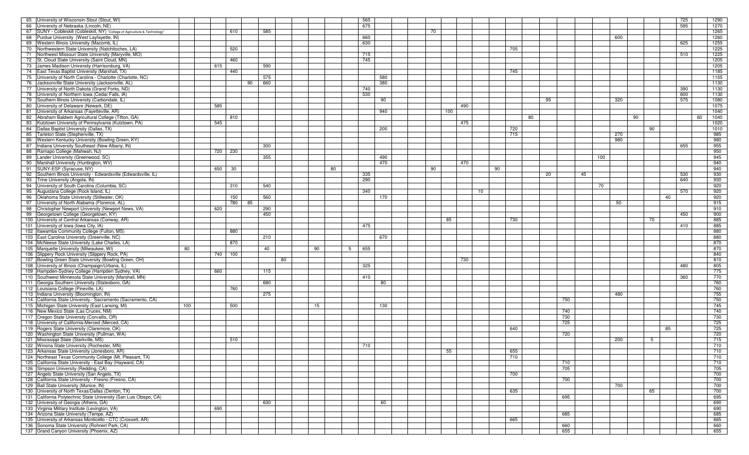| | | | | | | | | | | | | | | | | | | | | | | | | | | | | | | | | |
|---|---|---|---|---|---|---|---|---|---|---|---|---|---|---|---|---|---|---|---|---|---|---|---|---|---|---|---|---|---|---|---|---|
| 65 | University of Wisconsin-Stout (Stout, WI) | | | | | | | | | | | | 565 | | | | | | | | | | | | | | | | | 725 | | 1290 |
| 66 | University of Nebraska (Lincoln, NE) | | | | | | | | | | | | 675 | | | | | | | | | | | | | | | | | 595 | | 1270 |
| 67 | SUNY - Cobleskill (Cobleskill, NY) *College of Agriculture & Technology* | | | | 610 | | 585 | | | | | | | | 70 | | | | | | | | | | | | | | | | | 1265 |
| 68 | Purdue University (West Layfayette, IN) | | | | | | | | | | | | 660 | | | | | | | | | | | | | 600 | | | | | | 1260 |
| 69 | Western Illinois University (Macomb, IL) | | | | | | | | | | | | 630 | | | | | | | | | | | | | | | | | 625 | | 1255 |
| 70 | Northwestern State University (Natchitoches, LA) | | | | 520 | | | | | | | | | | | | | | | 705 | | | | | | | | | | | | 1225 |
| 71 | Northwest Missouri State University (Maryville, MO) | | | | | | | | | | | | 715 | | | | | | | | | | | | | | | | | 510 | | 1225 |
| 72 | St. Cloud State University (Saint Cloud, MN) | | | | 460 | | | | | | | | 745 | | | | | | | | | | | | | | | | | | | 1205 |
| 73 | James Madison University (Harrisonburg, VA) | | 615 | | | | 590 | | | | | | | | | | | | | | | | | | | | | | | | | 1205 |
| 74 | East Texas Baptist University (Marshall, TX) | | | | 440 | | | | | | | | | | | | | | | 745 | | | | | | | | | | | | 1185 |
| 75 | University of North Carolina - Charlotte (Charlotte, NC) | | | | | | 575 | | | | | | | 580 | | | | | | | | | | | | | | | | | | 1155 |
| 76 | Jacksonville State University (Jacksonville, AL) | | | | | 90 | 660 | | | | | | | 380 | | | | | | | | | | | | | | | | | | 1130 |
| 77 | University of North Dakota (Grand Forks, ND) | | | | | | | | | | | | 740 | | | | | | | | | | | | | | | | | 390 | | 1130 |
| 78 | University of Northern Iowa (Cedar Falls, IA) | | | | | | | | | | | | 530 | | | | | | | | | | | | | | | | | 600 | | 1130 |
| 79 | Southern Illinois University (Carbondale, IL) | | | | | | | | | | | | | 90 | | | | | | | | 95 | | | | 320 | | | | 575 | | 1080 |
| 80 | University of Delaware (Newark, DE) | | 585 | | | | | | | | | | | | | | 490 | | | | | | | | | | | | | | | 1075 |
| 81 | University of Arkansas (Fayetteville, AR) | | | | | | | | | | | | | 940 | | 100 | | | | | | | | | | | | | | | | 1040 |
| 82 | Abraham Baldwin Agricultural College (Tifton, GA) | | | | 810 | | | | | | | | | | | | | | | | 80 | | | | | | 90 | | | | 60 | 1040 |
| 83 | Kutztown University of Pennsylvania (Kutztown, PA) | | 545 | | | | | | | | | | | | | | 475 | | | | | | | | | | | | | | | 1020 |
| 84 | Dallas Baptist University (Dallas, TX) | | | | | | | | | | | | | 200 | | | | | | 720 | | | | | | | | 90 | | | | 1010 |
| 85 | Tarleton State (Stephenville, TX) | | | | | | | | | | | | | | | | | | | 715 | | | | | | 270 | | | | | | 985 |
| 86 | Western Kentucky University (Bowling Green, KY) | | | | | | | | | | | | | | | | | | | | | | | | | 980 | | | | | | 980 |
| 87 | Indiana University Southeast (New Albany, IN) | | | | | | 300 | | | | | | | | | | | | | | | | | | | | | | | 655 | | 955 |
| 88 | Ramapo College (Mahwah, NJ) | | | 720 | 230 | | | | | | | | | | | | | | | | | | | | | | | | | | | 950 |
| 89 | Lander University (Greenwood, SC) | | | | | | 355 | | | | | | | 490 | | | | | | | | | | | 100 | | | | | | | 945 |
| 90 | Marshall University (Huntington, WV) | | | | | | | | | | | | | 470 | | | 470 | | | | | | | | | | | | | | | 940 |
| 91 | SUNY-ESF (Syracuse, NY) | | | 650 | 30 | | | | | | 80 | | | | 90 | | 470 | | 90 | | | | | | | | | | | | | 940 |
| 92 | Southern Illinois University - Edwardsville (Edwardsville, IL) | | | | | | | | | | | | 335 | | | | | | | | | 20 | | 45 | | | | | | 530 | | 930 |
| 93 | Trine University (Angola, IN) | | | | | | | | | | | | 290 | | | | | | | | | | | | | | | | | 640 | | 930 |
| 94 | University of South Carolina (Columbia, SC) | | | | 310 | | 540 | | | | | | | | | | | | | | | | | | 70 | | | | | | | 920 |
| 95 | Augustana College (Rock Island, IL) | | | | | | | | | | | | 340 | | | | | 10 | | | | | | | | | | | | 570 | | 920 |
| 96 | Oklahoma State University (Stillwater, OK) | | | | 150 | | 560 | | | | | | | 170 | | | | | | | | | | | | | | | 40 | | | 920 |
| 97 | University of North Alabama (Florence, AL) | | | | 780 | 85 | | | | | | | | | | | | | | | | | | | | 50 | | | | | | 915 |
| 98 | Christopher Newport University (Newport News, VA) | | 620 | | | | 290 | | | | | | | | | | | | | | | | | | | | | | | | | 910 |
| 99 | Georgetown College (Georgetown, KY) | | | | | | 450 | | | | | | | | | | | | | | | | | | | | | | | 450 | | 900 |
| 100 | University of Central Arkansas (Conway, AR) | | | | | | | | | | | | | | | 85 | | | | 730 | | | | | | | | 70 | | | | 885 |
| 101 | University of Iowa (Iowa City, IA) | | | | | | | | | | | | 475 | | | | | | | | | | | | | | | | | 410 | | 885 |
| 102 | Itawamba Community College (Fulton, MS) | | | | 880 | | | | | | | | | | | | | | | | | | | | | | | | | | | 880 |
| 103 | East Carolina University (Greenville, NC) | | | | | | 210 | | | | | | | 670 | | | | | | | | | | | | | | | | | | 880 |
| 104 | McNeese State University (Lake Charles, LA) | | | | 870 | | | | | | | | | | | | | | | | | | | | | | | | | | | 870 |
| 105 | Marquette University (Milwaukee, WI) | 80 | | | | | 40 | | 90 | | | 5 | 655 | | | | | | | | | | | | | | | | | | | 870 |
| 106 | Slippery Rock University (Slippery Rock, PA) | | | 740 | 100 | | | | | | | | | | | | | | | | | | | | | | | | | | | 840 |
| 107 | Bowling Green State University (Bowling Green, OH) | | | | | | | 80 | | | | | | | | | 730 | | | | | | | | | | | | | | | 810 |
| 108 | University of Illinois (Champaign/Urbana, IL) | | | | | | | | | | | | 325 | | | | | | | | | | | | | | | | | 480 | | 805 |
| 109 | Hampden-Sydney College (Hampden Sydney, VA) | | 660 | | | | 115 | | | | | | | | | | | | | | | | | | | | | | | | | 775 |
| 110 | Southwest Minnesota State University (Marshall, MN) | | | | | | | | | | | | 410 | | | | | | | | | | | | | | | | | 360 | | 770 |
| 111 | Georgia Southern University (Statesboro, GA) | | | | | | 680 | | | | | | | 80 | | | | | | | | | | | | | | | | | | 760 |
| 112 | Louisiana College (Pineville, LA) | | | | 760 | | | | | | | | | | | | | | | | | | | | | | | | | | | 760 |
| 113 | Indiana University (Bloomington, IN) | | | | | | 275 | | | | | | | | | | | | | | | | | | | 480 | | | | | | 755 |
| 114 | California State University - Sacramento (Sacramento, CA) | | | | | | | | | | | | | | | | | | | | | | 750 | | | | | | | | | 750 |
| 115 | Michigan State University (East Lansing, MI) | 100 | | | 500 | | | | | 15 | | | | 130 | | | | | | | | | | | | | | | | | | 745 |
| 116 | New Mexico State (Las Cruces, NM) | | | | | | | | | | | | | | | | | | | | | | 740 | | | | | | | | | 740 |
| 117 | Oregon State University (Corvallis, OR) | | | | | | | | | | | | | | | | | | | | | | 730 | | | | | | | | | 730 |
| 118 | University of California-Merced (Merced, CA) | | | | | | | | | | | | | | | | | | | | | | 725 | | | | | | | | | 725 |
| 119 | Rogers State University (Claremore, OK) | | | | | | | | | | | | | | | | | | | 640 | | | | | | | | | 85 | | | 725 |
| 120 | Washington State University (Pullman, WA) | | | | | | | | | | | | | | | | | | | | | | 720 | | | | | | | | | 720 |
| 121 | Mississippi State (Starkville, MS) | | | | 510 | | | | | | | | | | | | | | | | | | | | | 200 | | 5 | | | | 715 |
| 122 | Winona State University (Rochester, MN) | | | | | | | | | | | | 710 | | | | | | | | | | | | | | | | | | | 710 |
| 123 | Arkansas State University (Jonesboro, AR) | | | | | | | | | | | | | | | 55 | | | | 655 | | | | | | | | | | | | 710 |
| 124 | Northeast Texas Community College (Mt. Pleasant, TX) | | | | | | | | | | | | | | | | | | | 710 | | | | | | | | | | | | 710 |
| 125 | California State University - East Bay (Hayward, CA) | | | | | | | | | | | | | | | | | | | | | | 710 | | | | | | | | | 710 |
| 126 | Simpson University (Redding, CA) | | | | | | | | | | | | | | | | | | | | | | 705 | | | | | | | | | 705 |
| 127 | Angelo State University (San Angelo, TX) | | | | | | | | | | | | | | | | | | | 700 | | | | | | | | | | | | 700 |
| 128 | California State University - Fresno (Fresno, CA) | | | | | | | | | | | | | | | | | | | | | | 700 | | | | | | | | | 700 |
| 129 | Ball State University (Munice, IN) | | | | | | | | | | | | | | | | | | | | | | | | | 700 | | | | | | 700 |
| 130 | University of North Texas/Dallas (Denton, TX) | | | | | | | | | | | | | | | | | | | 635 | | | | | | | | 65 | | | | 700 |
| 131 | California Polytechnic State University (San Luis Obispo, CA) | | | | | | | | | | | | | | | | | | | | | | 695 | | | | | | | | | 695 |
| 132 | University of Georgia (Athens, GA) | | | | | | 630 | | | | | | | 60 | | | | | | | | | | | | | | | | | | 690 |
| 133 | Virginia Military Institute (Lexington, VA) | | 690 | | | | | | | | | | | | | | | | | | | | | | | | | | | | | 690 |
| 134 | Arizona State University (Tempe, AZ) | | | | | | | | | | | | | | | | | | | | | | 685 | | | | | | | | | 685 |
| 135 | University of Arkansas Monticello - CTC (Crossett, AR) | | | | | | | | | | | | | | | | | | | 665 | | | | | | | | | | | | 665 |
| 136 | Sonoma State University (Rohnert Park, CA) | | | | | | | | | | | | | | | | | | | | | | 660 | | | | | | | | | 660 |
| 137 | Grand Canyon University (Phoenix, AZ) | | | | | | | | | | | | | | | | | | | | | | 655 | | | | | | | | | 655 |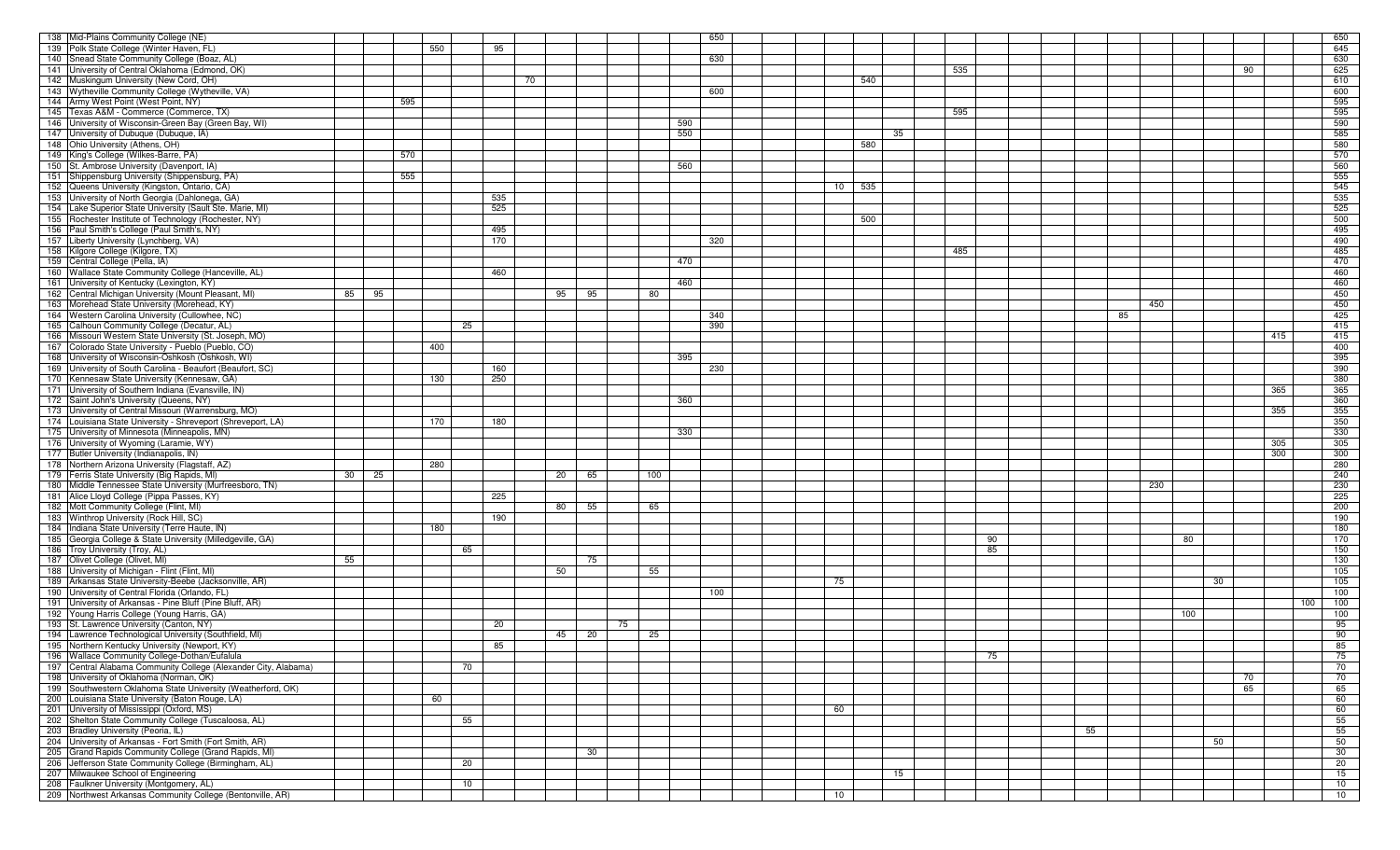| | | | | | | | | | | | | | | | | | | | | | | | | | | | | | | | | | | |
|---|---|---|---|---|---|---|---|---|---|---|---|---|---|---|---|---|---|---|---|---|---|---|---|---|---|---|---|---|---|---|---|---|---|---|
| 138 | Mid-Plains Community College (NE) | | | | | | | | | | | | | 650 | | | | | | | | | | | | | | | | | | | | 650 |
| 139 | Polk State College (Winter Haven, FL) | | | | 550 | | 95 | | | | | | | | | | | | | | | | | | | | | | | | | | | 645 |
| 140 | Snead State Community College (Boaz, AL) | | | | | | | | | | | | | 630 | | | | | | | | | | | | | | | | | | | | 630 |
| 141 | University of Central Oklahoma (Edmond, OK) | | | | | | | | | | | | | | | | | | | | 535 | | | | | | | | | | 90 | | | 625 |
| 142 | Muskingum University (New Cord, OH) | | | | | | | 70 | | | | | | | | | | | 540 | | | | | | | | | | | | | | | 610 |
| 143 | Wytheville Community College (Wytheville, VA) | | | | | | | | | | | | | 600 | | | | | | | | | | | | | | | | | | | | 600 |
| 144 | Army West Point (West Point, NY) | | | 595 | | | | | | | | | | | | | | | | | | | | | | | | | | | | | | 595 |
| 145 | Texas A&M - Commerce (Commerce, TX) | | | | | | | | | | | | | | | | | | | | 595 | | | | | | | | | | | | | 595 |
| 146 | University of Wisconsin-Green Bay (Green Bay, WI) | | | | | | | | | | | | 590 | | | | | | | | | | | | | | | | | | | | | 590 |
| 147 | University of Dubuque (Dubuque, IA) | | | | | | | | | | | | 550 | | | | | | | 35 | | | | | | | | | | | | | | 585 |
| 148 | Ohio University (Athens, OH) | | | | | | | | | | | | | | | | | | 580 | | | | | | | | | | | | | | | 580 |
| 149 | King's College (Wilkes-Barre, PA) | | | 570 | | | | | | | | | | | | | | | | | | | | | | | | | | | | | | 570 |
| 150 | St. Ambrose University (Davenport, IA) | | | | | | | | | | | | 560 | | | | | | | | | | | | | | | | | | | | | 560 |
| 151 | Shippensburg University (Shippensburg, PA) | | | 555 | | | | | | | | | | | | | | | | | | | | | | | | | | | | | | 555 |
| 152 | Queens University (Kingston, Ontario, CA) | | | | | | | | | | | | | | | | | 10 | 535 | | | | | | | | | | | | | | | 545 |
| 153 | University of North Georgia (Dahlonega, GA) | | | | | | 535 | | | | | | | | | | | | | | | | | | | | | | | | | | | 535 |
| 154 | Lake Superior State University (Sault Ste. Marie, MI) | | | | | | 525 | | | | | | | | | | | | | | | | | | | | | | | | | | | 525 |
| 155 | Rochester Institute of Technology (Rochester, NY) | | | | | | | | | | | | | | | | | | 500 | | | | | | | | | | | | | | | 500 |
| 156 | Paul Smith's College (Paul Smith's, NY) | | | | | | 495 | | | | | | | | | | | | | | | | | | | | | | | | | | | 495 |
| 157 | Liberty University (Lynchberg, VA) | | | | | | 170 | | | | | | | 320 | | | | | | | | | | | | | | | | | | | | 490 |
| 158 | Kilgore College (Kilgore, TX) | | | | | | | | | | | | | | | | | | | | 485 | | | | | | | | | | | | | 485 |
| 159 | Central College (Pella, IA) | | | | | | | | | | | | 470 | | | | | | | | | | | | | | | | | | | | | 470 |
| 160 | Wallace State Community College (Hanceville, AL) | | | | | | 460 | | | | | | | | | | | | | | | | | | | | | | | | | | | 460 |
| 161 | University of Kentucky (Lexington, KY) | | | | | | | | | | | | 460 | | | | | | | | | | | | | | | | | | | | | 460 |
| 162 | Central Michigan University (Mount Pleasant, MI) | 85 | 95 | | | | | | 95 | 95 | | 80 | | | | | | | | | | | | | | | | | | | | | | 450 |
| 163 | Morehead State University (Morehead, KY) | | | | | | | | | | | | | | | | | | | | | | | | | | | 450 | | | | | | 450 |
| 164 | Western Carolina University (Cullowhee, NC) | | | | | | | | | | | | | 340 | | | | | | | | | | | | | 85 | | | | | | | 425 |
| 165 | Calhoun Community College (Decatur, AL) | | | | | 25 | | | | | | | | 390 | | | | | | | | | | | | | | | | | | | | 415 |
| 166 | Missouri Western State University (St. Joseph, MO) | | | | | | | | | | | | | | | | | | | | | | | | | | | | | | | 415 | | 415 |
| 167 | Colorado State University - Pueblo (Pueblo, CO) | | | | 400 | | | | | | | | | | | | | | | | | | | | | | | | | | | | | 400 |
| 168 | University of Wisconsin-Oshkosh (Oshkosh, WI) | | | | | | | | | | | | 395 | | | | | | | | | | | | | | | | | | | | | 395 |
| 169 | University of South Carolina - Beaufort (Beaufort, SC) | | | | | | 160 | | | | | | | 230 | | | | | | | | | | | | | | | | | | | | 390 |
| 170 | Kennesaw State University (Kennesaw, GA) | | | | 130 | | 250 | | | | | | | | | | | | | | | | | | | | | | | | | | | 380 |
| 171 | University of Southern Indiana (Evansville, IN) | | | | | | | | | | | | | | | | | | | | | | | | | | | | | | | 365 | | 365 |
| 172 | Saint John's University (Queens, NY) | | | | | | | | | | | | 360 | | | | | | | | | | | | | | | | | | | | | 360 |
| 173 | University of Central Missouri (Warrensburg, MO) | | | | | | | | | | | | | | | | | | | | | | | | | | | | | | | 355 | | 355 |
| 174 | Louisiana State University - Shreveport (Shreveport, LA) | | | | 170 | | 180 | | | | | | | | | | | | | | | | | | | | | | | | | | | 350 |
| 175 | University of Minnesota (Minneapolis, MN) | | | | | | | | | | | | 330 | | | | | | | | | | | | | | | | | | | | | 330 |
| 176 | University of Wyoming (Laramie, WY) | | | | | | | | | | | | | | | | | | | | | | | | | | | | | | | 305 | | 305 |
| 177 | Butler University (Indianapolis, IN) | | | | | | | | | | | | | | | | | | | | | | | | | | | | | | | 300 | | 300 |
| 178 | Northern Arizona University (Flagstaff, AZ) | | | | 280 | | | | | | | | | | | | | | | | | | | | | | | | | | | | | 280 |
| 179 | Ferris State University (Big Rapids, MI) | 30 | 25 | | | | | | 20 | 65 | | 100 | | | | | | | | | | | | | | | | | | | | | | 240 |
| 180 | Middle Tennessee State University (Murfreesboro, TN) | | | | | | | | | | | | | | | | | | | | | | | | | | | 230 | | | | | | 230 |
| 181 | Alice Lloyd College (Pippa Passes, KY) | | | | | | 225 | | | | | | | | | | | | | | | | | | | | | | | | | | | 225 |
| 182 | Mott Community College (Flint, MI) | | | | | | | | 80 | 55 | | 65 | | | | | | | | | | | | | | | | | | | | | | 200 |
| 183 | Winthrop University (Rock Hill, SC) | | | | | | 190 | | | | | | | | | | | | | | | | | | | | | | | | | | | 190 |
| 184 | Indiana State University (Terre Haute, IN) | | | | 180 | | | | | | | | | | | | | | | | | | | | | | | | | | | | | 180 |
| 185 | Georgia College & State University (Milledgeville, GA) | | | | | | | | | | | | | | | | | | | | | | 90 | | | | | | 80 | | | | | 170 |
| 186 | Troy University (Troy, AL) | | | | | 65 | | | | | | | | | | | | | | | | | 85 | | | | | | | | | | | 150 |
| 187 | Olivet College (Olivet, MI) | 55 | | | | | | | | 75 | | | | | | | | | | | | | | | | | | | | | | | | 130 |
| 188 | University of Michigan - Flint (Flint, MI) | | | | | | | | 50 | | | 55 | | | | | | | | | | | | | | | | | | | | | | 105 |
| 189 | Arkansas State University-Beebe (Jacksonville, AR) | | | | | | | | | | | | | | | | | 75 | | | | | | | | | | | | 30 | | | | 105 |
| 190 | University of Central Florida (Orlando, FL) | | | | | | | | | | | | | 100 | | | | | | | | | | | | | | | | | | | | 100 |
| 191 | University of Arkansas - Pine Bluff (Pine Bluff, AR) | | | | | | | | | | | | | | | | | | | | | | | | | | | | | | | | 100 | 100 |
| 192 | Young Harris College (Young Harris, GA) | | | | | | | | | | | | | | | | | | | | | | | | | | | | 100 | | | | | 100 |
| 193 | St. Lawrence University (Canton, NY) | | | | | | 20 | | | | 75 | | | | | | | | | | | | | | | | | | | | | | | 95 |
| 194 | Lawrence Technological University (Southfield, MI) | | | | | | | | 45 | 20 | | 25 | | | | | | | | | | | | | | | | | | | | | | 90 |
| 195 | Northern Kentucky University (Newport, KY) | | | | | | 85 | | | | | | | | | | | | | | | | | | | | | | | | | | | 85 |
| 196 | Wallace Community College-Dothan/Eufalula | | | | | | | | | | | | | | | | | | | | | | 75 | | | | | | | | | | | 75 |
| 197 | Central Alabama Community College (Alexander City, Alabama) | | | | | 70 | | | | | | | | | | | | | | | | | | | | | | | | | | | | 70 |
| 198 | University of Oklahoma (Norman, OK) | | | | | | | | | | | | | | | | | | | | | | | | | | | | | | 70 | | | 70 |
| 199 | Southwestern Oklahoma State University (Weatherford, OK) | | | | | | | | | | | | | | | | | | | | | | | | | | | | | | 65 | | | 65 |
| 200 | Louisiana State University (Baton Rouge, LA) | | | | 60 | | | | | | | | | | | | | | | | | | | | | | | | | | | | | 60 |
| 201 | University of Mississippi (Oxford, MS) | | | | | | | | | | | | | | | | | 60 | | | | | | | | | | | | | | | | 60 |
| 202 | Shelton State Community College (Tuscaloosa, AL) | | | | | 55 | | | | | | | | | | | | | | | | | | | | | | | | | | | | 55 |
| 203 | Bradley University (Peoria, IL) | | | | | | | | | | | | | | | | | | | | | | | | | 55 | | | | | | | | 55 |
| 204 | University of Arkansas - Fort Smith (Fort Smith, AR) | | | | | | | | | | | | | | | | | | | | | | | | | | | | | 50 | | | | 50 |
| 205 | Grand Rapids Community College (Grand Rapids, MI) | | | | | | | | | 30 | | | | | | | | | | | | | | | | | | | | | | | | 30 |
| 206 | Jefferson State Community College (Birmingham, AL) | | | | | 20 | | | | | | | | | | | | | | | | | | | | | | | | | | | | 20 |
| 207 | Milwaukee School of Engineering | | | | | | | | | | | | | | | | | | | 15 | | | | | | | | | | | | | | 15 |
| 208 | Faulkner University (Montgomery, AL) | | | | | 10 | | | | | | | | | | | | | | | | | | | | | | | | | | | | 10 |
| 209 | Northwest Arkansas Community College (Bentonville, AR) | | | | | | | | | | | | | | | | | 10 | | | | | | | | | | | | | | | | 10 |